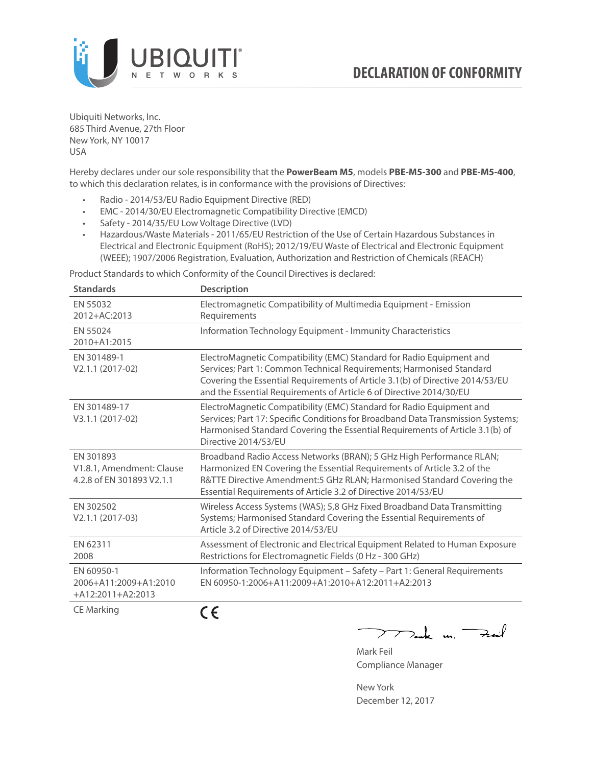# DECLARATION OF CONFORMITY

Ubiquiti Networks, Inc.
685 Third Avenue, 27th Floor
New York, NY 10017
USA

Hereby declares under our sole responsibility that the **PowerBeam M5**, models **PBE-M5-300** and **PBE-M5-400**, to which this declaration relates, is in conformance with the provisions of Directives:

- Radio - 2014/53/EU Radio Equipment Directive (RED)
- EMC - 2014/30/EU Electromagnetic Compatibility Directive (EMCD)
- Safety - 2014/35/EU Low Voltage Directive (LVD)
- Hazardous/Waste Materials - 2011/65/EU Restriction of the Use of Certain Hazardous Substances in Electrical and Electronic Equipment (RoHS); 2012/19/EU Waste of Electrical and Electronic Equipment (WEEE); 1907/2006 Registration, Evaluation, Authorization and Restriction of Chemicals (REACH)

Product Standards to which Conformity of the Council Directives is declared:

| Standards | Description |
|---|---|
| EN 55032 2012+AC:2013 | Electromagnetic Compatibility of Multimedia Equipment - Emission Requirements |
| EN 55024 2010+A1:2015 | Information Technology Equipment - Immunity Characteristics |
| EN 301489-1 V2.1.1 (2017-02) | ElectroMagnetic Compatibility (EMC) Standard for Radio Equipment and Services; Part 1: Common Technical Requirements; Harmonised Standard Covering the Essential Requirements of Article 3.1(b) of Directive 2014/53/EU and the Essential Requirements of Article 6 of Directive 2014/30/EU |
| EN 301489-17 V3.1.1 (2017-02) | ElectroMagnetic Compatibility (EMC) Standard for Radio Equipment and Services; Part 17: Specific Conditions for Broadband Data Transmission Systems; Harmonised Standard Covering the Essential Requirements of Article 3.1(b) of Directive 2014/53/EU |
| EN 301893 V1.8.1, Amendment: Clause 4.2.8 of EN 301893 V2.1.1 | Broadband Radio Access Networks (BRAN); 5 GHz High Performance RLAN; Harmonized EN Covering the Essential Requirements of Article 3.2 of the R&TTE Directive Amendment:5 GHz RLAN; Harmonised Standard Covering the Essential Requirements of Article 3.2 of Directive 2014/53/EU |
| EN 302502 V2.1.1 (2017-03) | Wireless Access Systems (WAS); 5,8 GHz Fixed Broadband Data Transmitting Systems; Harmonised Standard Covering the Essential Requirements of Article 3.2 of Directive 2014/53/EU |
| EN 62311 2008 | Assessment of Electronic and Electrical Equipment Related to Human Exposure Restrictions for Electromagnetic Fields (0 Hz - 300 GHz) |
| EN 60950-1 2006+A11:2009+A1:2010 +A12:2011+A2:2013 | Information Technology Equipment – Safety – Part 1: General Requirements EN 60950-1:2006+A11:2009+A1:2010+A12:2011+A2:2013 |
| CE Marking | CE |

Mark Feil
Compliance Manager

New York
December 12, 2017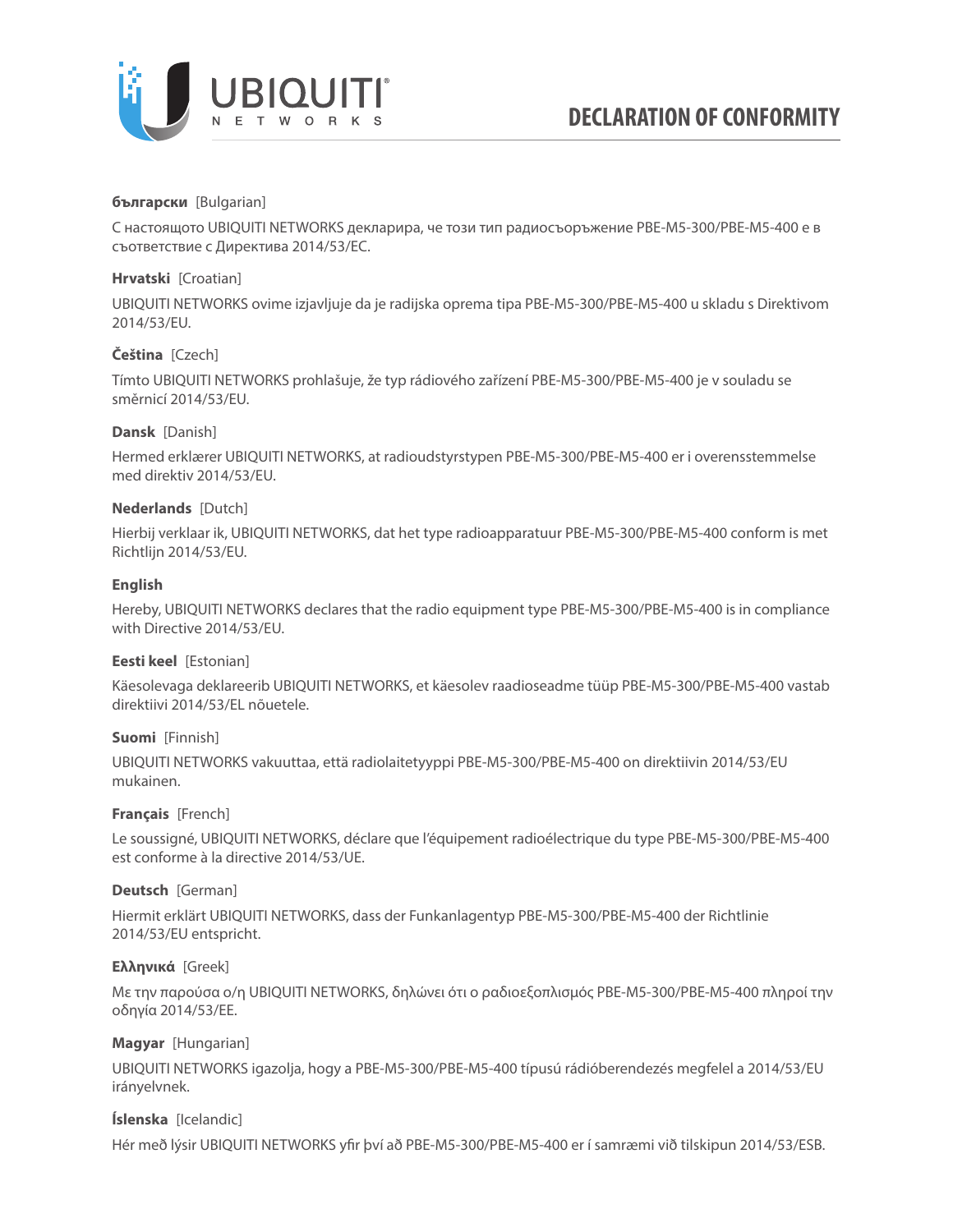# DECLARATION OF CONFORMITY

**български** [Bulgarian]

С настоящото UBIQUITI NETWORKS декларира, че този тип радиосъоръжение PBE-M5-300/PBE-M5-400 е в съответствие с Директива 2014/53/ЕС.

**Hrvatski** [Croatian]

UBIQUITI NETWORKS ovime izjavljuje da je radijska oprema tipa PBE-M5-300/PBE-M5-400 u skladu s Direktivom 2014/53/EU.

**Čeština** [Czech]

Tímto UBIQUITI NETWORKS prohlašuje, že typ rádiového zařízení PBE-M5-300/PBE-M5-400 je v souladu se směrnicí 2014/53/EU.

**Dansk** [Danish]

Hermed erklærer UBIQUITI NETWORKS, at radioudstyrstypen PBE-M5-300/PBE-M5-400 er i overensstemmelse med direktiv 2014/53/EU.

**Nederlands** [Dutch]

Hierbij verklaar ik, UBIQUITI NETWORKS, dat het type radioapparatuur PBE-M5-300/PBE-M5-400 conform is met Richtlijn 2014/53/EU.

**English**

Hereby, UBIQUITI NETWORKS declares that the radio equipment type PBE-M5-300/PBE-M5-400 is in compliance with Directive 2014/53/EU.

**Eesti keel** [Estonian]

Käesolevaga deklareerib UBIQUITI NETWORKS, et käesolev raadioseadme tüüp PBE-M5-300/PBE-M5-400 vastab direktiivi 2014/53/EL nõuetele.

**Suomi** [Finnish]

UBIQUITI NETWORKS vakuuttaa, että radiolaitetyyppi PBE-M5-300/PBE-M5-400 on direktiivin 2014/53/EU mukainen.

**Français** [French]

Le soussigné, UBIQUITI NETWORKS, déclare que l’équipement radioélectrique du type PBE-M5-300/PBE-M5-400 est conforme à la directive 2014/53/UE.

**Deutsch** [German]

Hiermit erklärt UBIQUITI NETWORKS, dass der Funkanlagentyp PBE-M5-300/PBE-M5-400 der Richtlinie 2014/53/EU entspricht.

**Ελληνικά** [Greek]

Με την παρούσα ο/η UBIQUITI NETWORKS, δηλώνει ότι ο ραδιοεξοπλισμός PBE-M5-300/PBE-M5-400 πληροί την οδηγία 2014/53/ΕΕ.

**Magyar** [Hungarian]

UBIQUITI NETWORKS igazolja, hogy a PBE-M5-300/PBE-M5-400 típusú rádióberendezés megfelel a 2014/53/EU irányelvnek.

**Íslenska** [Icelandic]

Hér með lýsir UBIQUITI NETWORKS yfir því að PBE-M5-300/PBE-M5-400 er í samræmi við tilskipun 2014/53/ESB.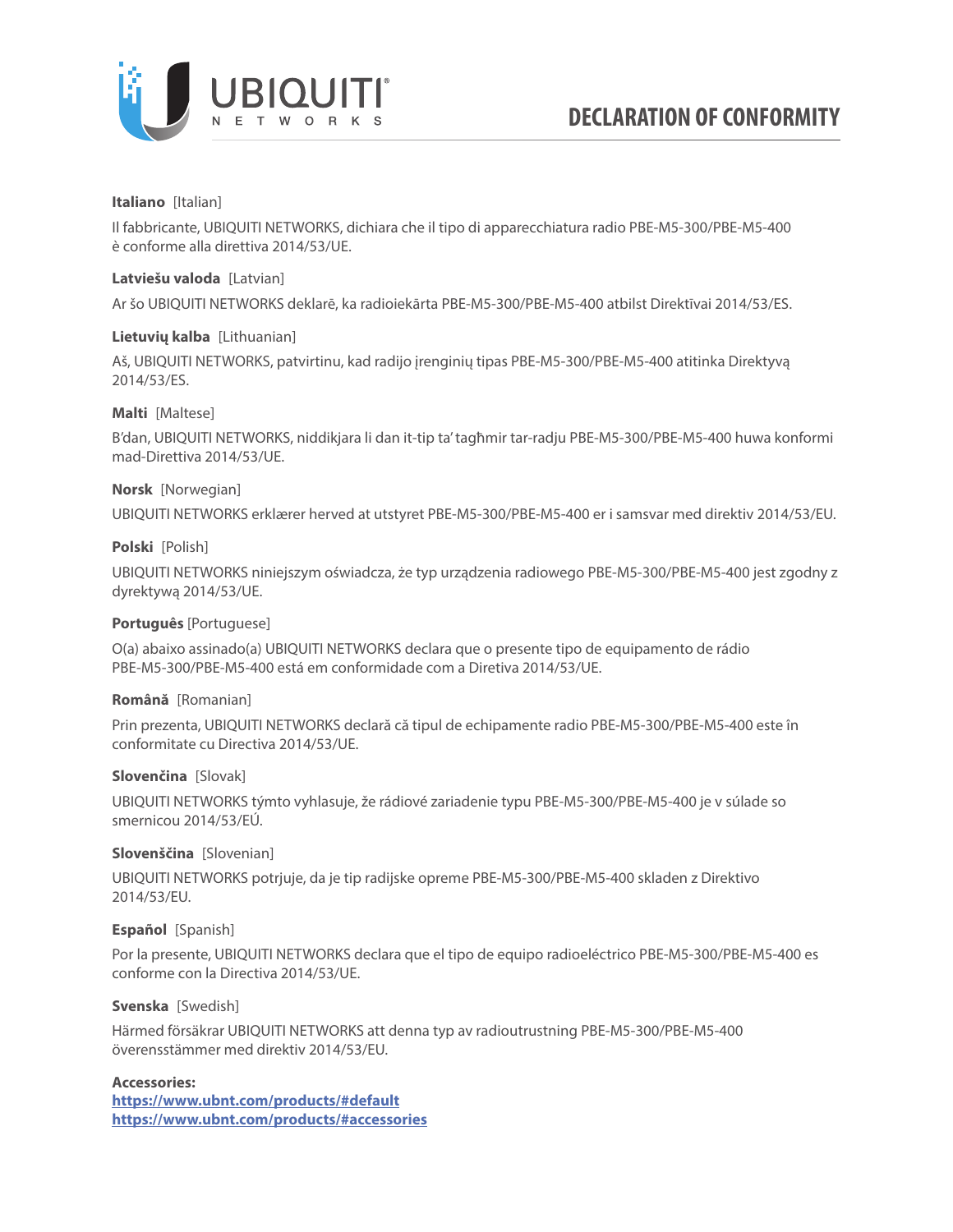# DECLARATION OF CONFORMITY

**Italiano** [Italian]

Il fabbricante, UBIQUITI NETWORKS, dichiara che il tipo di apparecchiatura radio PBE-M5-300/PBE-M5-400 è conforme alla direttiva 2014/53/UE.

**Latviešu valoda** [Latvian]

Ar šo UBIQUITI NETWORKS deklarē, ka radioiekārta PBE-M5-300/PBE-M5-400 atbilst Direktīvai 2014/53/ES.

**Lietuvių kalba** [Lithuanian]

Aš, UBIQUITI NETWORKS, patvirtinu, kad radijo įrenginių tipas PBE-M5-300/PBE-M5-400 atitinka Direktyvą 2014/53/ES.

**Malti** [Maltese]

B'dan, UBIQUITI NETWORKS, niddikjara li dan it-tip ta' tagħmir tar-radju PBE-M5-300/PBE-M5-400 huwa konformi mad-Direttiva 2014/53/UE.

**Norsk** [Norwegian]

UBIQUITI NETWORKS erklærer herved at utstyret PBE-M5-300/PBE-M5-400 er i samsvar med direktiv 2014/53/EU.

**Polski** [Polish]

UBIQUITI NETWORKS niniejszym oświadcza, że typ urządzenia radiowego PBE-M5-300/PBE-M5-400 jest zgodny z dyrektywą 2014/53/UE.

**Português** [Portuguese]

O(a) abaixo assinado(a) UBIQUITI NETWORKS declara que o presente tipo de equipamento de rádio PBE-M5-300/PBE-M5-400 está em conformidade com a Diretiva 2014/53/UE.

**Română** [Romanian]

Prin prezenta, UBIQUITI NETWORKS declară că tipul de echipamente radio PBE-M5-300/PBE-M5-400 este în conformitate cu Directiva 2014/53/UE.

**Slovenčina** [Slovak]

UBIQUITI NETWORKS týmto vyhlasuje, že rádiové zariadenie typu PBE-M5-300/PBE-M5-400 je v súlade so smernicou 2014/53/EÚ.

**Slovenščina** [Slovenian]

UBIQUITI NETWORKS potrjuje, da je tip radijske opreme PBE-M5-300/PBE-M5-400 skladen z Direktivo 2014/53/EU.

**Español** [Spanish]

Por la presente, UBIQUITI NETWORKS declara que el tipo de equipo radioeléctrico PBE-M5-300/PBE-M5-400 es conforme con la Directiva 2014/53/UE.

**Svenska** [Swedish]

Härmed försäkrar UBIQUITI NETWORKS att denna typ av radioutrustning PBE-M5-300/PBE-M5-400 överensstämmer med direktiv 2014/53/EU.

**Accessories:**
**https://www.ubnt.com/products/#default**
**https://www.ubnt.com/products/#accessories**